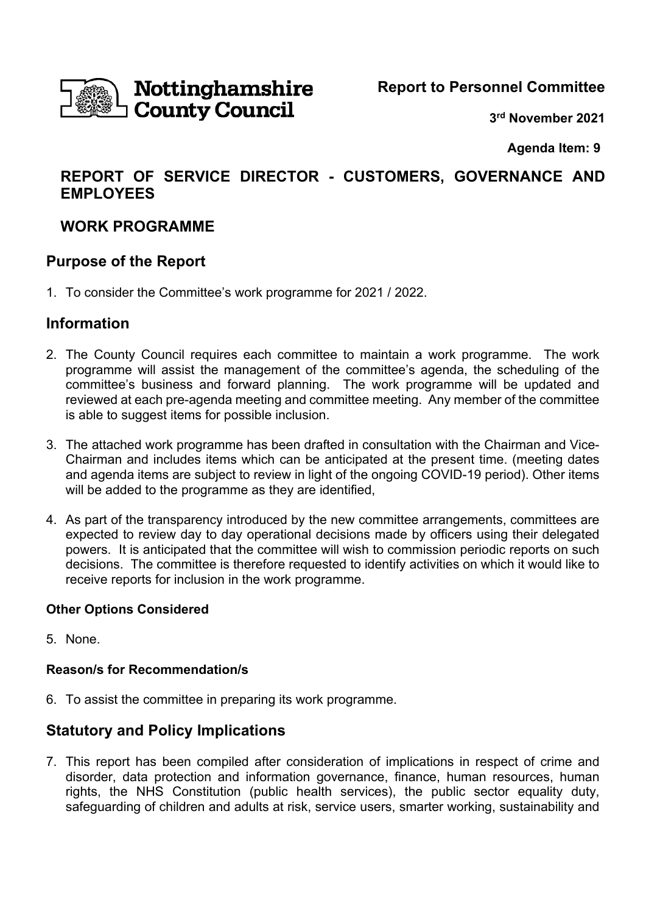Nottinghamshire County Council

**Report to Personnel Committee**

**3rd November 2021**

**Agenda Item: 9**

## REPORT OF SERVICE DIRECTOR - CUSTOMERS, GOVERNANCE AND EMPLOYEES

## WORK PROGRAMME

## Purpose of the Report

1. To consider the Committee's work programme for 2021 / 2022.

## Information

2. The County Council requires each committee to maintain a work programme. The work programme will assist the management of the committee's agenda, the scheduling of the committee's business and forward planning. The work programme will be updated and reviewed at each pre-agenda meeting and committee meeting. Any member of the committee is able to suggest items for possible inclusion.

3. The attached work programme has been drafted in consultation with the Chairman and Vice-Chairman and includes items which can be anticipated at the present time. (meeting dates and agenda items are subject to review in light of the ongoing COVID-19 period). Other items will be added to the programme as they are identified,

4. As part of the transparency introduced by the new committee arrangements, committees are expected to review day to day operational decisions made by officers using their delegated powers. It is anticipated that the committee will wish to commission periodic reports on such decisions. The committee is therefore requested to identify activities on which it would like to receive reports for inclusion in the work programme.

### Other Options Considered

5. None.

### Reason/s for Recommendation/s

6. To assist the committee in preparing its work programme.

## Statutory and Policy Implications

7. This report has been compiled after consideration of implications in respect of crime and disorder, data protection and information governance, finance, human resources, human rights, the NHS Constitution (public health services), the public sector equality duty, safeguarding of children and adults at risk, service users, smarter working, sustainability and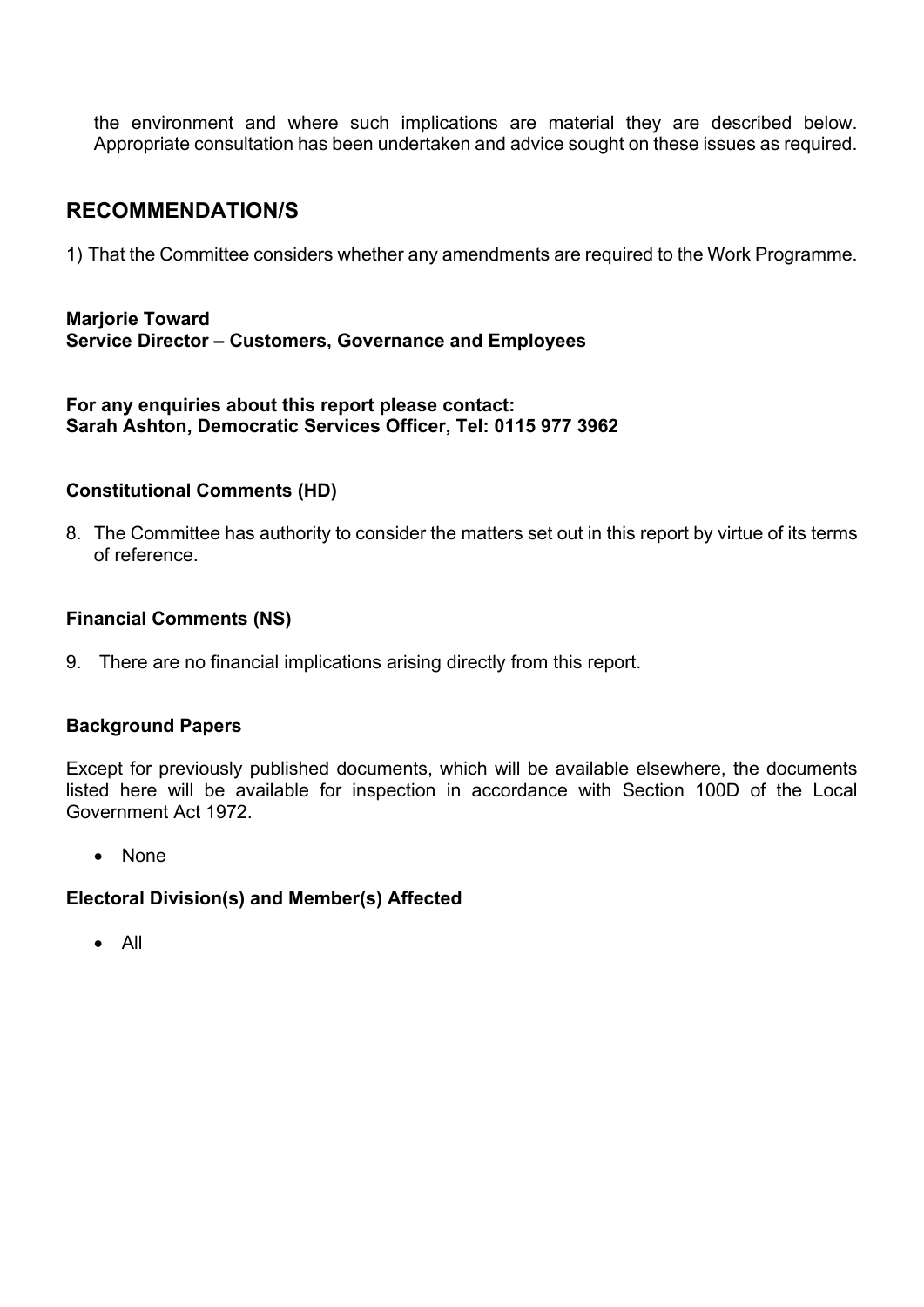the environment and where such implications are material they are described below. Appropriate consultation has been undertaken and advice sought on these issues as required.

## RECOMMENDATION/S

1) That the Committee considers whether any amendments are required to the Work Programme.

**Marjorie Toward**
**Service Director – Customers, Governance and Employees**

**For any enquiries about this report please contact:**
**Sarah Ashton, Democratic Services Officer, Tel: 0115 977 3962**

### Constitutional Comments (HD)

8. The Committee has authority to consider the matters set out in this report by virtue of its terms of reference.

### Financial Comments (NS)

9. There are no financial implications arising directly from this report.

### Background Papers

Except for previously published documents, which will be available elsewhere, the documents listed here will be available for inspection in accordance with Section 100D of the Local Government Act 1972.

- None

### Electoral Division(s) and Member(s) Affected

- All